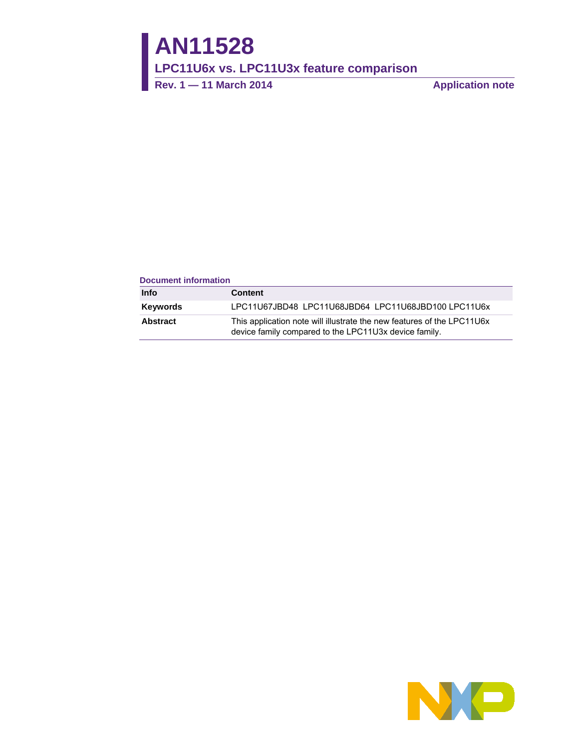# AN11528

## LPC11U6x vs. LPC11U3x feature comparison

**Rev. 1 — 11 March 2014** **Application note**

**Document information**

| Info | Content |
|---|---|
| **Keywords** | LPC11U67JBD48 LPC11U68JBD64 LPC11U68JBD100 LPC11U6x |
| **Abstract** | This application note will illustrate the new features of the LPC11U6x device family compared to the LPC11U3x device family. |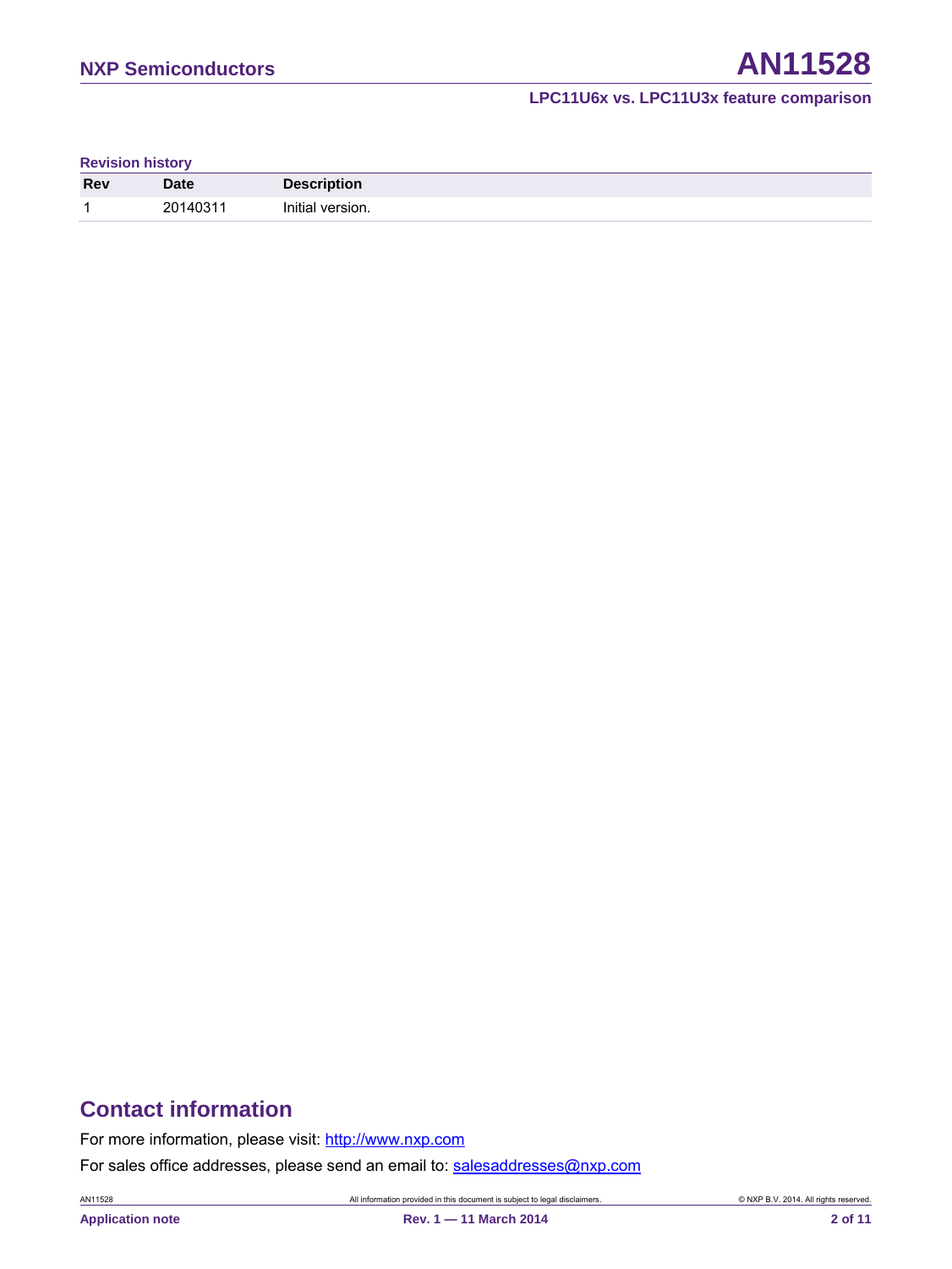**Revision history**

| Rev | Date | Description |
| --- | --- | --- |
| 1 | 20140311 | Initial version. |

# Contact information

For more information, please visit: http://www.nxp.com

For sales office addresses, please send an email to: salesaddresses@nxp.com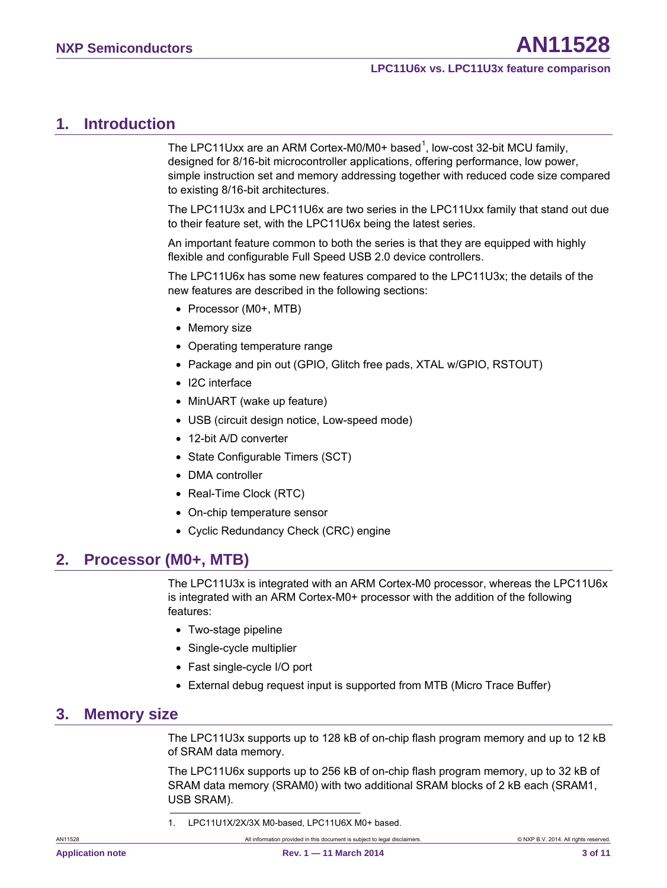# 1. Introduction

The LPC11Uxx are an ARM Cortex-M0/M0+ based[1], low-cost 32-bit MCU family, designed for 8/16-bit microcontroller applications, offering performance, low power, simple instruction set and memory addressing together with reduced code size compared to existing 8/16-bit architectures.

The LPC11U3x and LPC11U6x are two series in the LPC11Uxx family that stand out due to their feature set, with the LPC11U6x being the latest series.

An important feature common to both the series is that they are equipped with highly flexible and configurable Full Speed USB 2.0 device controllers.

The LPC11U6x has some new features compared to the LPC11U3x; the details of the new features are described in the following sections:

- Processor (M0+, MTB)
- Memory size
- Operating temperature range
- Package and pin out (GPIO, Glitch free pads, XTAL w/GPIO, RSTOUT)
- I2C interface
- MinUART (wake up feature)
- USB (circuit design notice, Low-speed mode)
- 12-bit A/D converter
- State Configurable Timers (SCT)
- DMA controller
- Real-Time Clock (RTC)
- On-chip temperature sensor
- Cyclic Redundancy Check (CRC) engine

# 2. Processor (M0+, MTB)

The LPC11U3x is integrated with an ARM Cortex-M0 processor, whereas the LPC11U6x is integrated with an ARM Cortex-M0+ processor with the addition of the following features:

- Two-stage pipeline
- Single-cycle multiplier
- Fast single-cycle I/O port
- External debug request input is supported from MTB (Micro Trace Buffer)

# 3. Memory size

The LPC11U3x supports up to 128 kB of on-chip flash program memory and up to 12 kB of SRAM data memory.

The LPC11U6x supports up to 256 kB of on-chip flash program memory, up to 32 kB of SRAM data memory (SRAM0) with two additional SRAM blocks of 2 kB each (SRAM1, USB SRAM).

1. LPC11U1X/2X/3X M0-based, LPC11U6X M0+ based.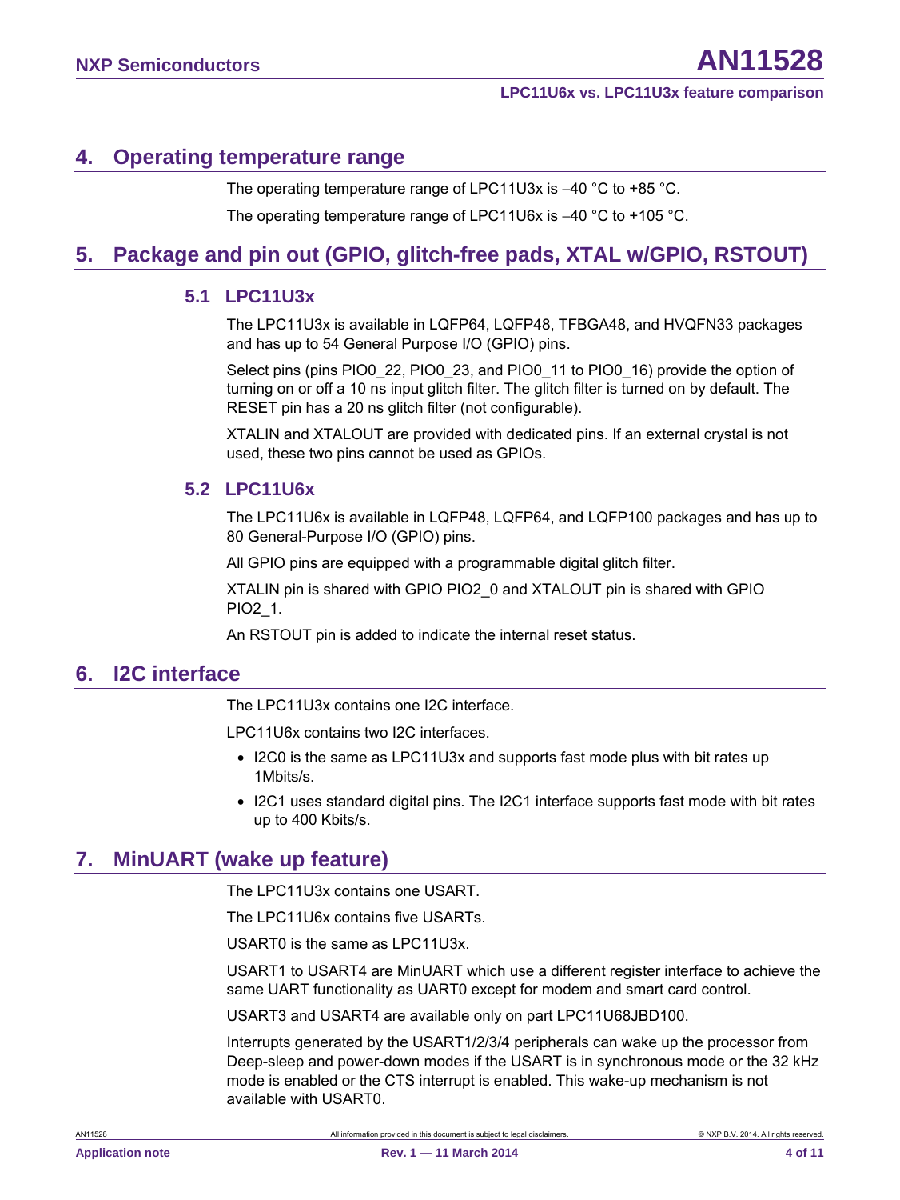## 4. Operating temperature range

The operating temperature range of LPC11U3x is –40 °C to +85 °C.

The operating temperature range of LPC11U6x is –40 °C to +105 °C.

## 5. Package and pin out (GPIO, glitch-free pads, XTAL w/GPIO, RSTOUT)

### 5.1 LPC11U3x

The LPC11U3x is available in LQFP64, LQFP48, TFBGA48, and HVQFN33 packages and has up to 54 General Purpose I/O (GPIO) pins.

Select pins (pins PIO0_22, PIO0_23, and PIO0_11 to PIO0_16) provide the option of turning on or off a 10 ns input glitch filter. The glitch filter is turned on by default. The RESET pin has a 20 ns glitch filter (not configurable).

XTALIN and XTALOUT are provided with dedicated pins. If an external crystal is not used, these two pins cannot be used as GPIOs.

### 5.2 LPC11U6x

The LPC11U6x is available in LQFP48, LQFP64, and LQFP100 packages and has up to 80 General-Purpose I/O (GPIO) pins.

All GPIO pins are equipped with a programmable digital glitch filter.

XTALIN pin is shared with GPIO PIO2_0 and XTALOUT pin is shared with GPIO PIO2_1.

An RSTOUT pin is added to indicate the internal reset status.

## 6. I2C interface

The LPC11U3x contains one I2C interface.

LPC11U6x contains two I2C interfaces.

- I2C0 is the same as LPC11U3x and supports fast mode plus with bit rates up 1Mbits/s.
- I2C1 uses standard digital pins. The I2C1 interface supports fast mode with bit rates up to 400 Kbits/s.

## 7. MinUART (wake up feature)

The LPC11U3x contains one USART.

The LPC11U6x contains five USARTs.

USART0 is the same as LPC11U3x.

USART1 to USART4 are MinUART which use a different register interface to achieve the same UART functionality as UART0 except for modem and smart card control.

USART3 and USART4 are available only on part LPC11U68JBD100.

Interrupts generated by the USART1/2/3/4 peripherals can wake up the processor from Deep-sleep and power-down modes if the USART is in synchronous mode or the 32 kHz mode is enabled or the CTS interrupt is enabled. This wake-up mechanism is not available with USART0.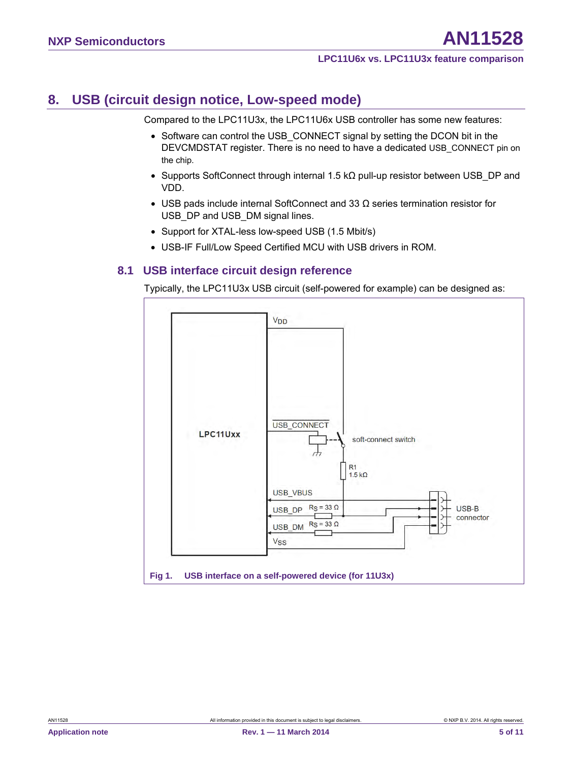## 8. USB (circuit design notice, Low-speed mode)

Compared to the LPC11U3x, the LPC11U6x USB controller has some new features:

- Software can control the USB_CONNECT signal by setting the DCON bit in the DEVCMDSTAT register. There is no need to have a dedicated USB_CONNECT pin on the chip.
- Supports SoftConnect through internal 1.5 kΩ pull-up resistor between USB_DP and VDD.
- USB pads include internal SoftConnect and 33 Ω series termination resistor for USB_DP and USB_DM signal lines.
- Support for XTAL-less low-speed USB (1.5 Mbit/s)
- USB-IF Full/Low Speed Certified MCU with USB drivers in ROM.

### 8.1 USB interface circuit design reference

Typically, the LPC11U3x USB circuit (self-powered for example) can be designed as:

**Fig 1. USB interface on a self-powered device (for 11U3x)**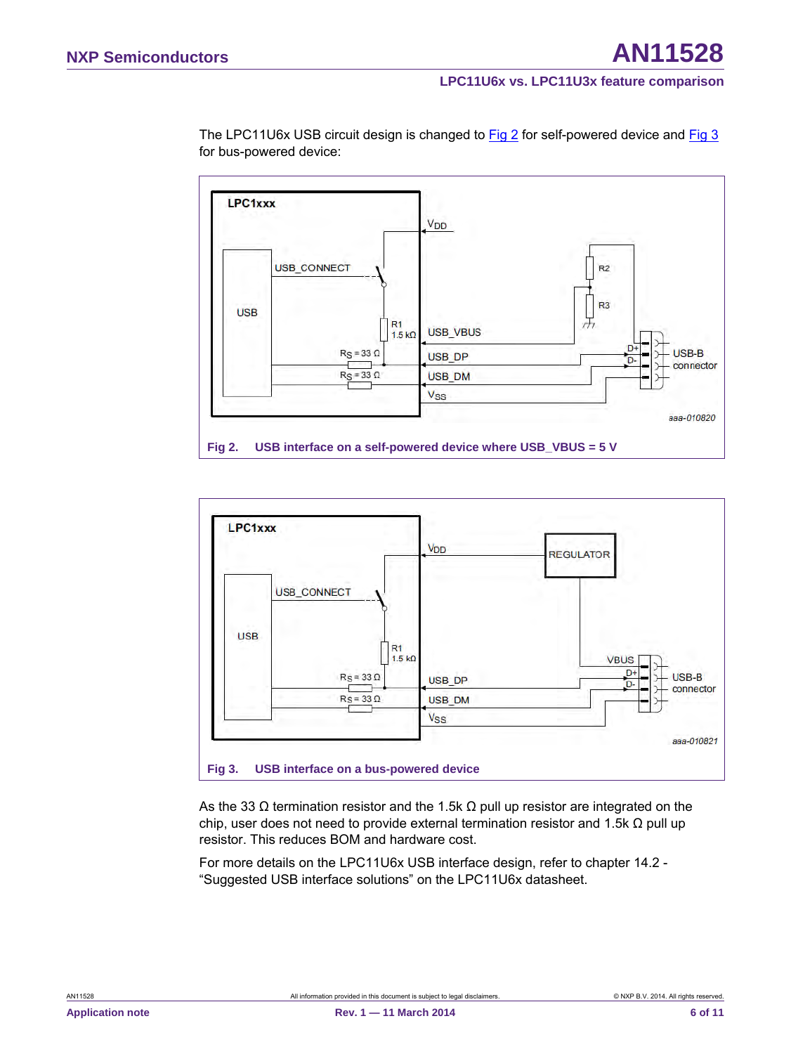The LPC11U6x USB circuit design is changed to Fig 2 for self-powered device and Fig 3 for bus-powered device:

Fig 2. USB interface on a self-powered device where USB_VBUS = 5 V

Fig 3. USB interface on a bus-powered device

As the 33 Ω termination resistor and the 1.5k Ω pull up resistor are integrated on the chip, user does not need to provide external termination resistor and 1.5k Ω pull up resistor. This reduces BOM and hardware cost.

For more details on the LPC11U6x USB interface design, refer to chapter 14.2 - “Suggested USB interface solutions” on the LPC11U6x datasheet.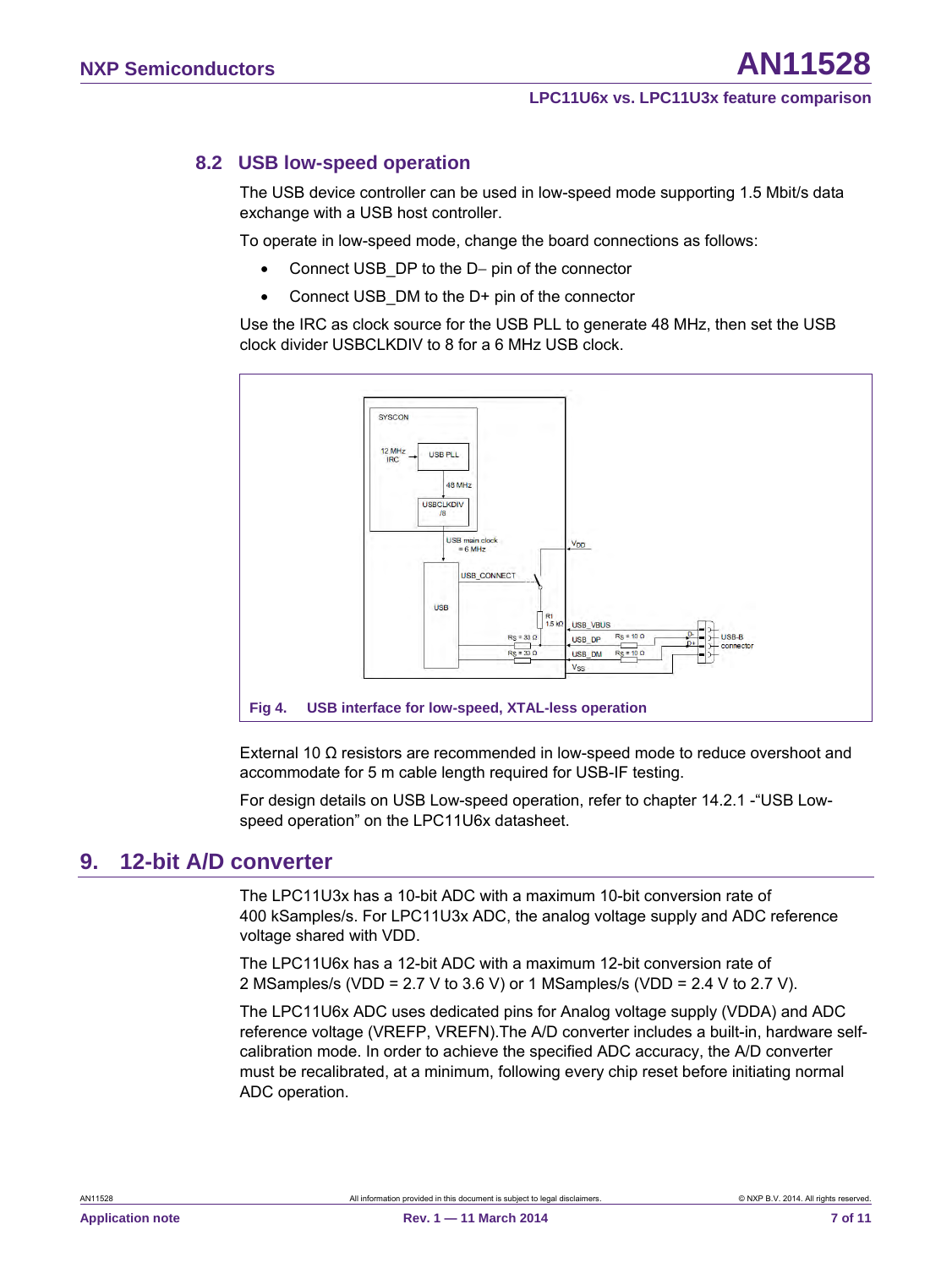### 8.2 USB low-speed operation

The USB device controller can be used in low-speed mode supporting 1.5 Mbit/s data exchange with a USB host controller.

To operate in low-speed mode, change the board connections as follows:

- Connect USB_DP to the D– pin of the connector
- Connect USB_DM to the D+ pin of the connector

Use the IRC as clock source for the USB PLL to generate 48 MHz, then set the USB clock divider USBCLKDIV to 8 for a 6 MHz USB clock.

**Fig 4. USB interface for low-speed, XTAL-less operation**

External 10 Ω resistors are recommended in low-speed mode to reduce overshoot and accommodate for 5 m cable length required for USB-IF testing.

For design details on USB Low-speed operation, refer to chapter 14.2.1 -“USB Low-speed operation” on the LPC11U6x datasheet.

## 9. 12-bit A/D converter

The LPC11U3x has a 10-bit ADC with a maximum 10-bit conversion rate of 400 kSamples/s. For LPC11U3x ADC, the analog voltage supply and ADC reference voltage shared with VDD.

The LPC11U6x has a 12-bit ADC with a maximum 12-bit conversion rate of 2 MSamples/s (VDD = 2.7 V to 3.6 V) or 1 MSamples/s (VDD = 2.4 V to 2.7 V).

The LPC11U6x ADC uses dedicated pins for Analog voltage supply (VDDA) and ADC reference voltage (VREFP, VREFN).The A/D converter includes a built-in, hardware self-calibration mode. In order to achieve the specified ADC accuracy, the A/D converter must be recalibrated, at a minimum, following every chip reset before initiating normal ADC operation.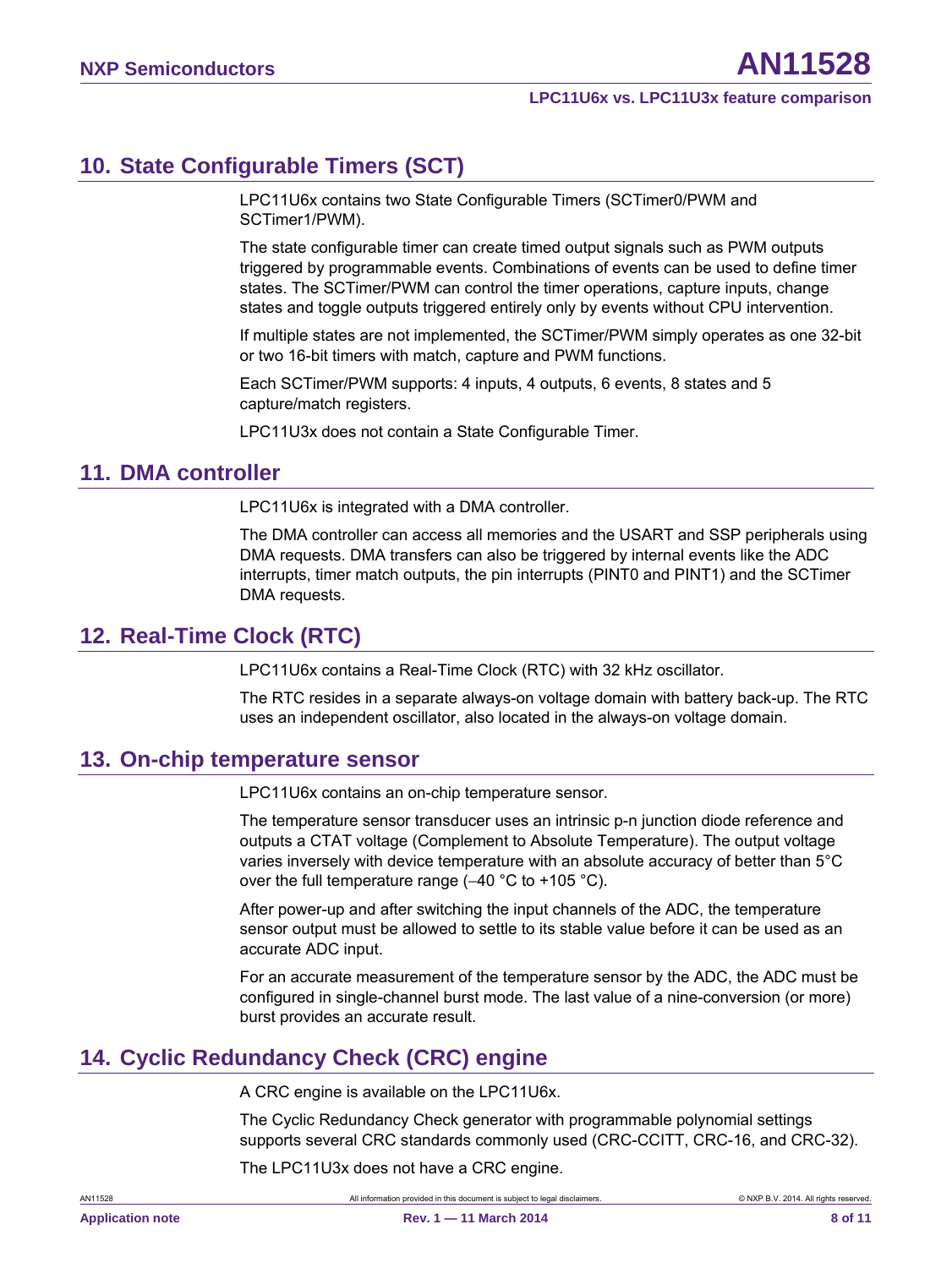## 10. State Configurable Timers (SCT)

LPC11U6x contains two State Configurable Timers (SCTimer0/PWM and SCTimer1/PWM).

The state configurable timer can create timed output signals such as PWM outputs triggered by programmable events. Combinations of events can be used to define timer states. The SCTimer/PWM can control the timer operations, capture inputs, change states and toggle outputs triggered entirely only by events without CPU intervention.

If multiple states are not implemented, the SCTimer/PWM simply operates as one 32-bit or two 16-bit timers with match, capture and PWM functions.

Each SCTimer/PWM supports: 4 inputs, 4 outputs, 6 events, 8 states and 5 capture/match registers.

LPC11U3x does not contain a State Configurable Timer.

## 11. DMA controller

LPC11U6x is integrated with a DMA controller.

The DMA controller can access all memories and the USART and SSP peripherals using DMA requests. DMA transfers can also be triggered by internal events like the ADC interrupts, timer match outputs, the pin interrupts (PINT0 and PINT1) and the SCTimer DMA requests.

## 12. Real-Time Clock (RTC)

LPC11U6x contains a Real-Time Clock (RTC) with 32 kHz oscillator.

The RTC resides in a separate always-on voltage domain with battery back-up. The RTC uses an independent oscillator, also located in the always-on voltage domain.

## 13. On-chip temperature sensor

LPC11U6x contains an on-chip temperature sensor.

The temperature sensor transducer uses an intrinsic p-n junction diode reference and outputs a CTAT voltage (Complement to Absolute Temperature). The output voltage varies inversely with device temperature with an absolute accuracy of better than 5°C over the full temperature range (−40 °C to +105 °C).

After power-up and after switching the input channels of the ADC, the temperature sensor output must be allowed to settle to its stable value before it can be used as an accurate ADC input.

For an accurate measurement of the temperature sensor by the ADC, the ADC must be configured in single-channel burst mode. The last value of a nine-conversion (or more) burst provides an accurate result.

## 14. Cyclic Redundancy Check (CRC) engine

A CRC engine is available on the LPC11U6x.

The Cyclic Redundancy Check generator with programmable polynomial settings supports several CRC standards commonly used (CRC-CCITT, CRC-16, and CRC-32).

The LPC11U3x does not have a CRC engine.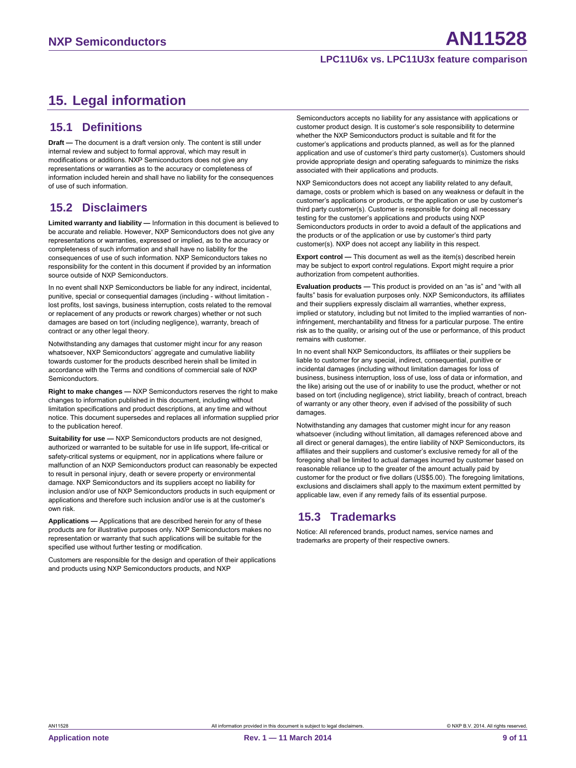# 15. Legal information

## 15.1 Definitions

**Draft —** The document is a draft version only. The content is still under internal review and subject to formal approval, which may result in modifications or additions. NXP Semiconductors does not give any representations or warranties as to the accuracy or completeness of information included herein and shall have no liability for the consequences of use of such information.

## 15.2 Disclaimers

**Limited warranty and liability —** Information in this document is believed to be accurate and reliable. However, NXP Semiconductors does not give any representations or warranties, expressed or implied, as to the accuracy or completeness of such information and shall have no liability for the consequences of use of such information. NXP Semiconductors takes no responsibility for the content in this document if provided by an information source outside of NXP Semiconductors.

In no event shall NXP Semiconductors be liable for any indirect, incidental, punitive, special or consequential damages (including - without limitation - lost profits, lost savings, business interruption, costs related to the removal or replacement of any products or rework charges) whether or not such damages are based on tort (including negligence), warranty, breach of contract or any other legal theory.

Notwithstanding any damages that customer might incur for any reason whatsoever, NXP Semiconductors' aggregate and cumulative liability towards customer for the products described herein shall be limited in accordance with the Terms and conditions of commercial sale of NXP Semiconductors.

**Right to make changes —** NXP Semiconductors reserves the right to make changes to information published in this document, including without limitation specifications and product descriptions, at any time and without notice. This document supersedes and replaces all information supplied prior to the publication hereof.

**Suitability for use —** NXP Semiconductors products are not designed, authorized or warranted to be suitable for use in life support, life-critical or safety-critical systems or equipment, nor in applications where failure or malfunction of an NXP Semiconductors product can reasonably be expected to result in personal injury, death or severe property or environmental damage. NXP Semiconductors and its suppliers accept no liability for inclusion and/or use of NXP Semiconductors products in such equipment or applications and therefore such inclusion and/or use is at the customer's own risk.

**Applications —** Applications that are described herein for any of these products are for illustrative purposes only. NXP Semiconductors makes no representation or warranty that such applications will be suitable for the specified use without further testing or modification.

Customers are responsible for the design and operation of their applications and products using NXP Semiconductors products, and NXP Semiconductors accepts no liability for any assistance with applications or customer product design. It is customer's sole responsibility to determine whether the NXP Semiconductors product is suitable and fit for the customer's applications and products planned, as well as for the planned application and use of customer's third party customer(s). Customers should provide appropriate design and operating safeguards to minimize the risks associated with their applications and products.

NXP Semiconductors does not accept any liability related to any default, damage, costs or problem which is based on any weakness or default in the customer's applications or products, or the application or use by customer's third party customer(s). Customer is responsible for doing all necessary testing for the customer's applications and products using NXP Semiconductors products in order to avoid a default of the applications and the products or of the application or use by customer's third party customer(s). NXP does not accept any liability in this respect.

**Export control —** This document as well as the item(s) described herein may be subject to export control regulations. Export might require a prior authorization from competent authorities.

**Evaluation products —** This product is provided on an "as is" and "with all faults" basis for evaluation purposes only. NXP Semiconductors, its affiliates and their suppliers expressly disclaim all warranties, whether express, implied or statutory, including but not limited to the implied warranties of non-infringement, merchantability and fitness for a particular purpose. The entire risk as to the quality, or arising out of the use or performance, of this product remains with customer.

In no event shall NXP Semiconductors, its affiliates or their suppliers be liable to customer for any special, indirect, consequential, punitive or incidental damages (including without limitation damages for loss of business, business interruption, loss of use, loss of data or information, and the like) arising out the use of or inability to use the product, whether or not based on tort (including negligence), strict liability, breach of contract, breach of warranty or any other theory, even if advised of the possibility of such damages.

Notwithstanding any damages that customer might incur for any reason whatsoever (including without limitation, all damages referenced above and all direct or general damages), the entire liability of NXP Semiconductors, its affiliates and their suppliers and customer's exclusive remedy for all of the foregoing shall be limited to actual damages incurred by customer based on reasonable reliance up to the greater of the amount actually paid by customer for the product or five dollars (US$5.00). The foregoing limitations, exclusions and disclaimers shall apply to the maximum extent permitted by applicable law, even if any remedy fails of its essential purpose.

## 15.3 Trademarks

Notice: All referenced brands, product names, service names and trademarks are property of their respective owners.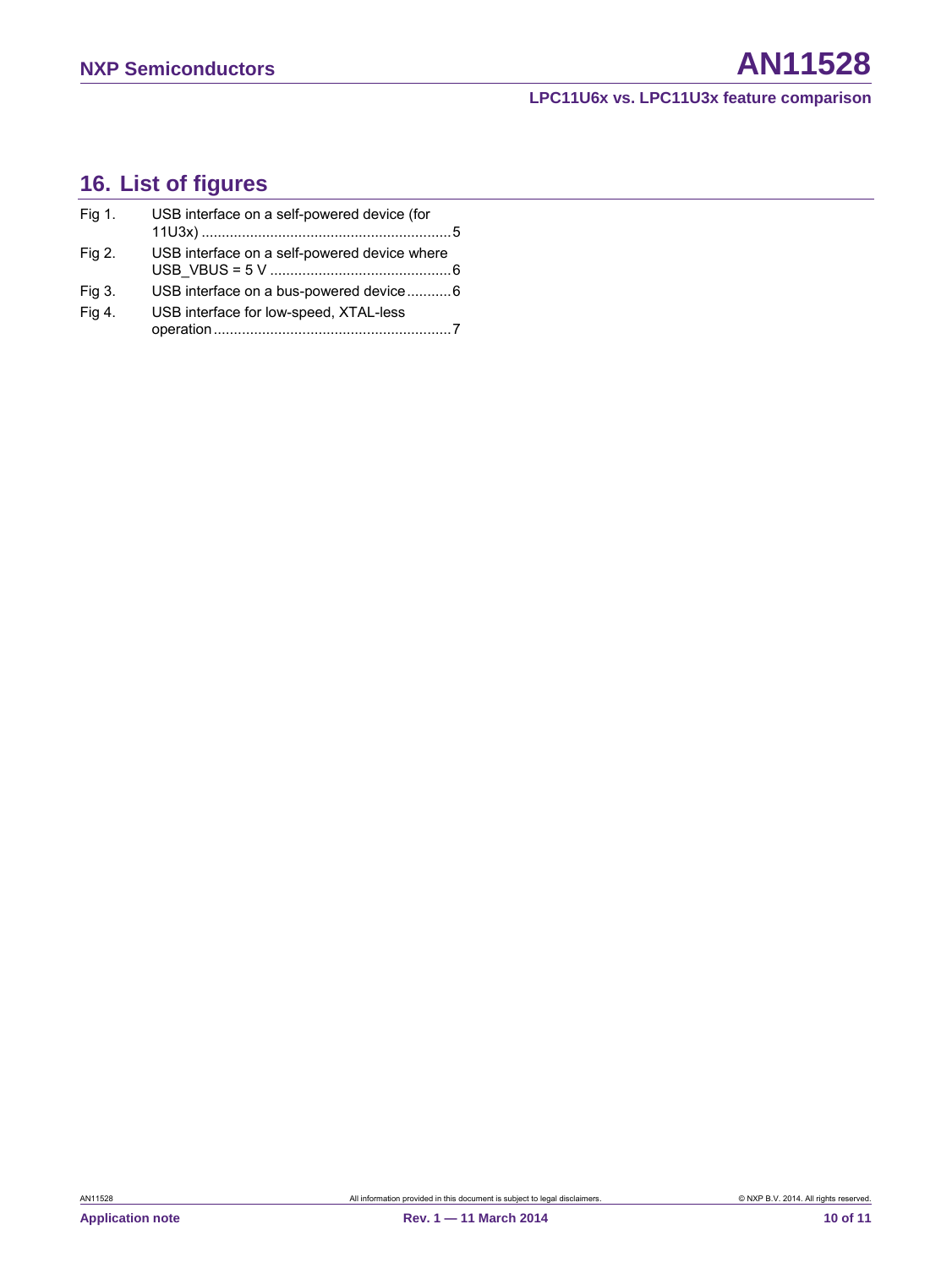## 16. List of figures

Fig 1. USB interface on a self-powered device (for 11U3x) ....................5

Fig 2. USB interface on a self-powered device where USB_VBUS = 5 V ....................6

Fig 3. USB interface on a bus-powered device ....................6

Fig 4. USB interface for low-speed, XTAL-less operation ....................7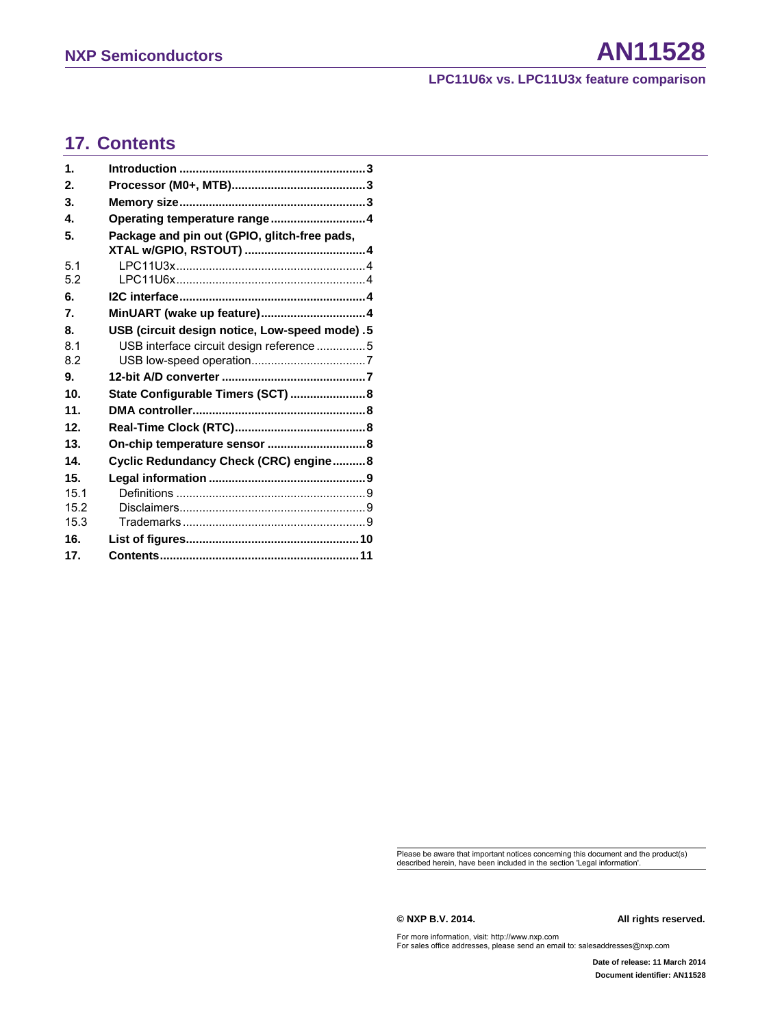## 17. Contents

| | | |
|---|---|---|
| **1.** | **Introduction** | **3** |
| **2.** | **Processor (M0+, MTB)** | **3** |
| **3.** | **Memory size** | **3** |
| **4.** | **Operating temperature range** | **4** |
| **5.** | **Package and pin out (GPIO, glitch-free pads, XTAL w/GPIO, RSTOUT)** | **4** |
| 5.1 | LPC11U3x | 4 |
| 5.2 | LPC11U6x | 4 |
| **6.** | **I2C interface** | **4** |
| **7.** | **MinUART (wake up feature)** | **4** |
| **8.** | **USB (circuit design notice, Low-speed mode)** | **5** |
| 8.1 | USB interface circuit design reference | 5 |
| 8.2 | USB low-speed operation | 7 |
| **9.** | **12-bit A/D converter** | **7** |
| **10.** | **State Configurable Timers (SCT)** | **8** |
| **11.** | **DMA controller** | **8** |
| **12.** | **Real-Time Clock (RTC)** | **8** |
| **13.** | **On-chip temperature sensor** | **8** |
| **14.** | **Cyclic Redundancy Check (CRC) engine** | **8** |
| **15.** | **Legal information** | **9** |
| 15.1 | Definitions | 9 |
| 15.2 | Disclaimers | 9 |
| 15.3 | Trademarks | 9 |
| **16.** | **List of figures** | **10** |
| **17.** | **Contents** | **11** |

Please be aware that important notices concerning this document and the product(s) described herein, have been included in the section 'Legal information'.

**© NXP B.V. 2014. All rights reserved.**

For more information, visit: http://www.nxp.com
For sales office addresses, please send an email to: salesaddresses@nxp.com

**Date of release: 11 March 2014**
**Document identifier: AN11528**